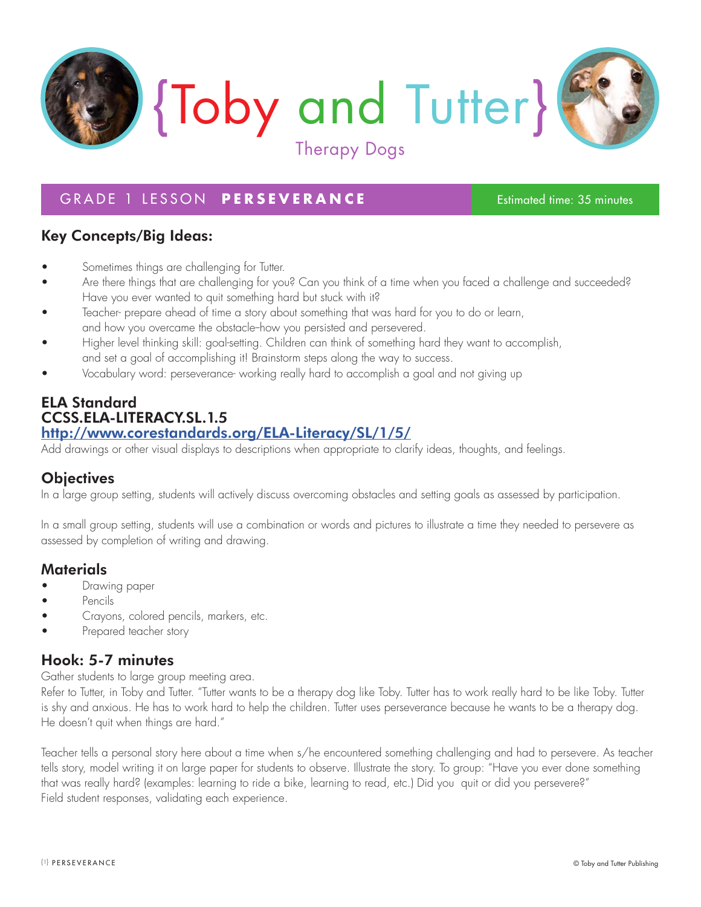# {Toby and Tutter}

Therapy Dogs

## GRADE 1 LESSON **PERSEVERANCE**

Estimated time: 35 minutes

### Key Concepts/Big Ideas:

- Sometimes things are challenging for Tutter.
- Are there things that are challenging for you? Can you think of a time when you faced a challenge and succeeded? Have you ever wanted to quit something hard but stuck with it?
- Teacher- prepare ahead of time a story about something that was hard for you to do or learn, and how you overcame the obstacle–how you persisted and persevered.
- Higher level thinking skill: goal-setting. Children can think of something hard they want to accomplish, and set a goal of accomplishing it! Brainstorm steps along the way to success.
- Vocabulary word: perseverance- working really hard to accomplish a goal and not giving up

### ELA Standard
### CCSS.ELA-LITERACY.SL.1.5

http://www.corestandards.org/ELA-Literacy/SL/1/5/

Add drawings or other visual displays to descriptions when appropriate to clarify ideas, thoughts, and feelings.

### Objectives

In a large group setting, students will actively discuss overcoming obstacles and setting goals as assessed by participation.

In a small group setting, students will use a combination or words and pictures to illustrate a time they needed to persevere as assessed by completion of writing and drawing.

### Materials

- Drawing paper
- Pencils
- Crayons, colored pencils, markers, etc.
- Prepared teacher story

### Hook: 5-7 minutes

Gather students to large group meeting area.

Refer to Tutter, in Toby and Tutter. "Tutter wants to be a therapy dog like Toby. Tutter has to work really hard to be like Toby. Tutter is shy and anxious. He has to work hard to help the children. Tutter uses perseverance because he wants to be a therapy dog. He doesn't quit when things are hard."

Teacher tells a personal story here about a time when s/he encountered something challenging and had to persevere. As teacher tells story, model writing it on large paper for students to observe. Illustrate the story. To group: "Have you ever done something that was really hard? (examples: learning to ride a bike, learning to read, etc.) Did you quit or did you persevere?"

Field student responses, validating each experience.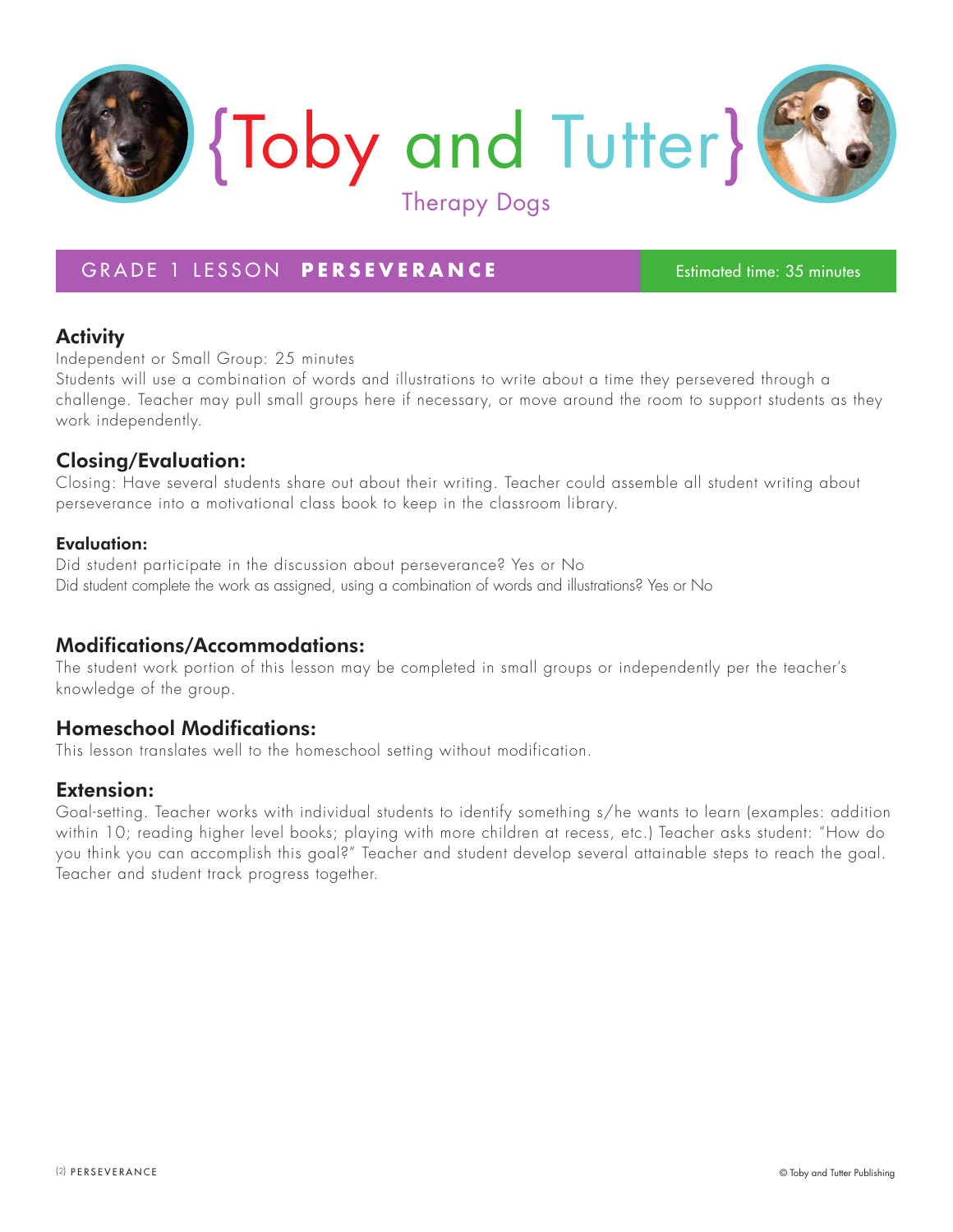# {Toby and Tutter}

Therapy Dogs

## GRADE 1 LESSON **PERSEVERANCE**

Estimated time: 35 minutes

### Activity

Independent or Small Group: 25 minutes

Students will use a combination of words and illustrations to write about a time they persevered through a challenge. Teacher may pull small groups here if necessary, or move around the room to support students as they work independently.

### Closing/Evaluation:

Closing: Have several students share out about their writing. Teacher could assemble all student writing about perseverance into a motivational class book to keep in the classroom library.

#### Evaluation:

Did student participate in the discussion about perseverance? Yes or No

Did student complete the work as assigned, using a combination of words and illustrations? Yes or No

### Modifications/Accommodations:

The student work portion of this lesson may be completed in small groups or independently per the teacher's knowledge of the group.

### Homeschool Modifications:

This lesson translates well to the homeschool setting without modification.

### Extension:

Goal-setting. Teacher works with individual students to identify something s/he wants to learn (examples: addition within 10; reading higher level books; playing with more children at recess, etc.) Teacher asks student: "How do you think you can accomplish this goal?" Teacher and student develop several attainable steps to reach the goal. Teacher and student track progress together.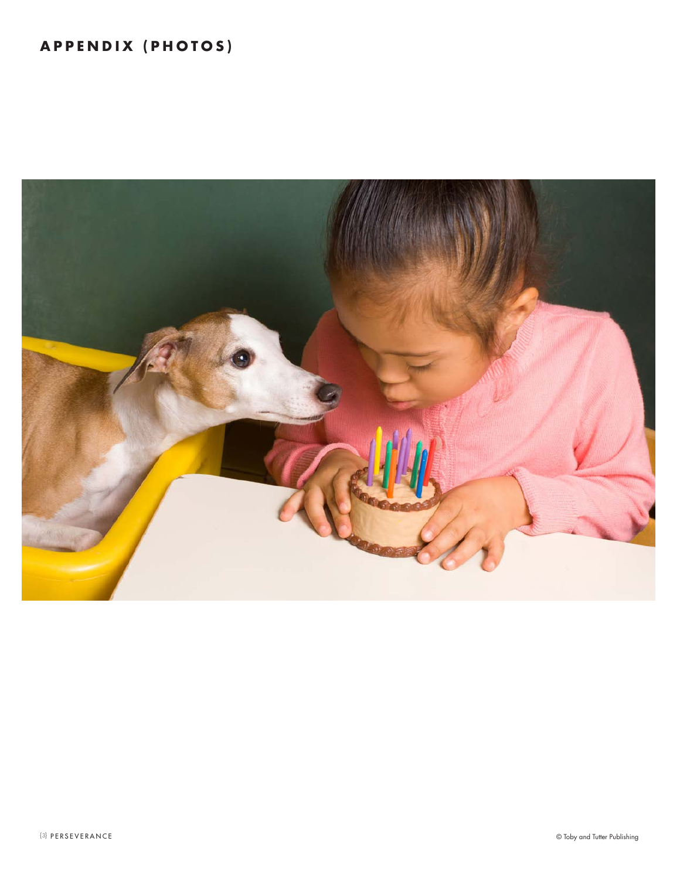# APPENDIX (PHOTOS)